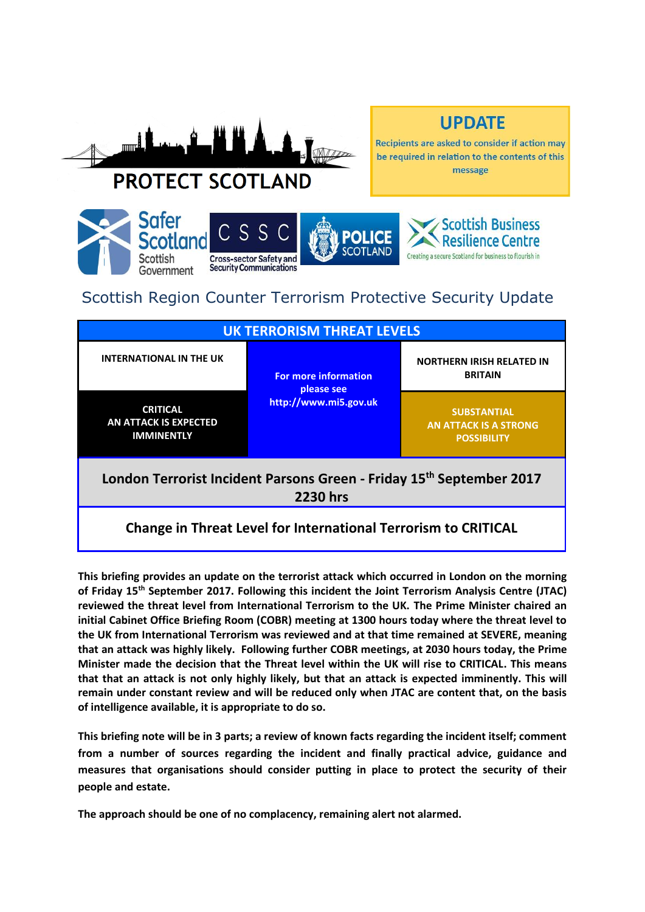# PROTECT SCOTLAND

**UPDATE**

Recipients are asked to consider if action may be required in relation to the contents of this message

Safer Scotland Scottish Government | CSSC Cross-sector Safety and Security Communications | POLICE SCOTLAND | Scottish Business Resilience Centre — Creating a secure Scotland for business to flourish in

## Scottish Region Counter Terrorism Protective Security Update

| UK TERRORISM THREAT LEVELS | | |
|---|---|---|
| **INTERNATIONAL IN THE UK** | **For more information please see http://www.mi5.gov.uk** | **NORTHERN IRISH RELATED IN BRITAIN** |
| **CRITICAL AN ATTACK IS EXPECTED IMMINENTLY** | | **SUBSTANTIAL AN ATTACK IS A STRONG POSSIBILITY** |

## London Terrorist Incident Parsons Green - Friday 15th September 2017 2230 hrs

## Change in Threat Level for International Terrorism to CRITICAL

**This briefing provides an update on the terrorist attack which occurred in London on the morning of Friday 15th September 2017. Following this incident the Joint Terrorism Analysis Centre (JTAC) reviewed the threat level from International Terrorism to the UK. The Prime Minister chaired an initial Cabinet Office Briefing Room (COBR) meeting at 1300 hours today where the threat level to the UK from International Terrorism was reviewed and at that time remained at SEVERE, meaning that an attack was highly likely. Following further COBR meetings, at 2030 hours today, the Prime Minister made the decision that the Threat level within the UK will rise to CRITICAL. This means that that an attack is not only highly likely, but that an attack is expected imminently. This will remain under constant review and will be reduced only when JTAC are content that, on the basis of intelligence available, it is appropriate to do so.**

**This briefing note will be in 3 parts; a review of known facts regarding the incident itself; comment from a number of sources regarding the incident and finally practical advice, guidance and measures that organisations should consider putting in place to protect the security of their people and estate.**

**The approach should be one of no complacency, remaining alert not alarmed.**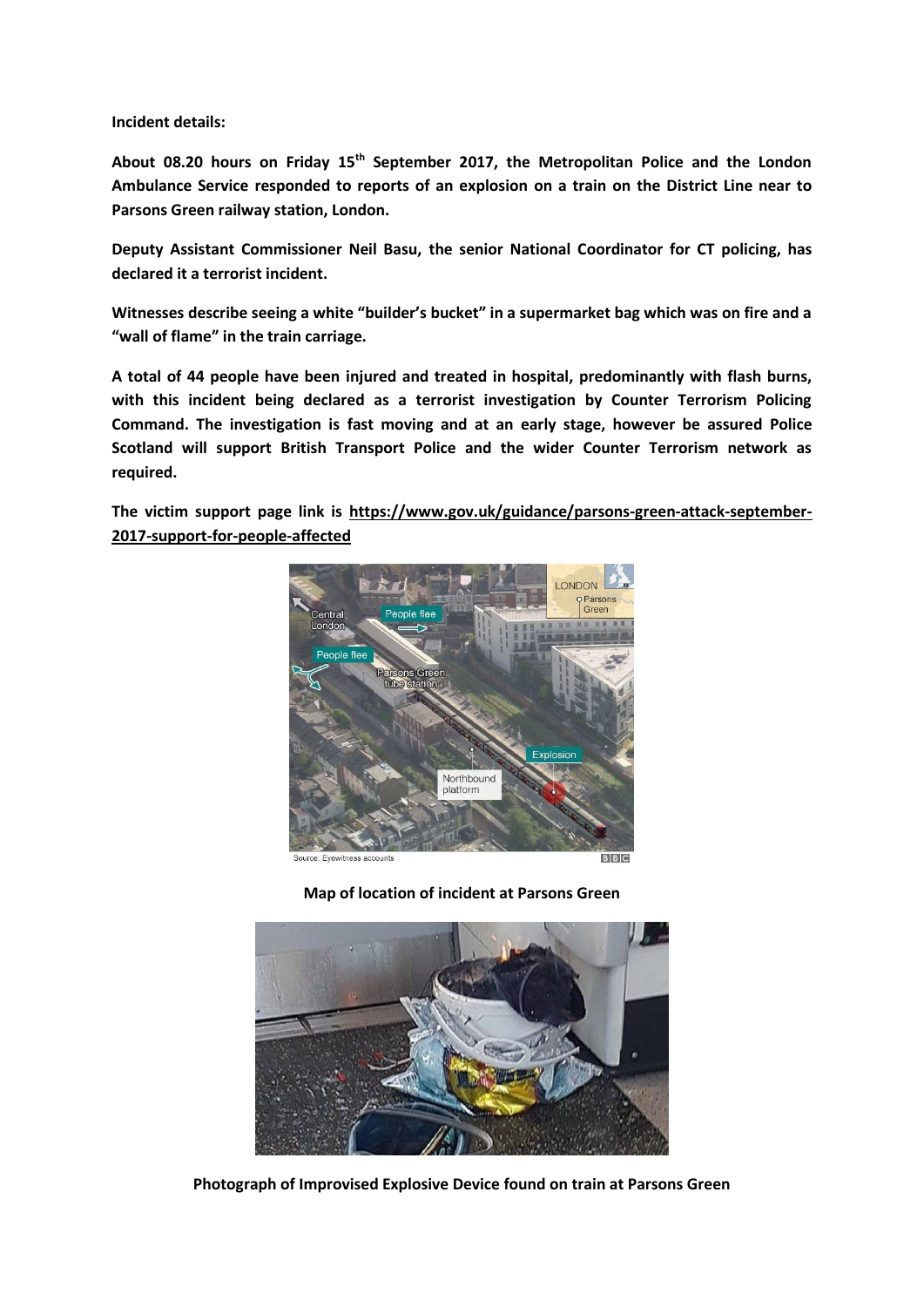**Incident details:**

**About 08.20 hours on Friday 15th September 2017, the Metropolitan Police and the London Ambulance Service responded to reports of an explosion on a train on the District Line near to Parsons Green railway station, London.**

**Deputy Assistant Commissioner Neil Basu, the senior National Coordinator for CT policing, has declared it a terrorist incident.**

**Witnesses describe seeing a white "builder's bucket" in a supermarket bag which was on fire and a "wall of flame" in the train carriage.**

**A total of 44 people have been injured and treated in hospital, predominantly with flash burns, with this incident being declared as a terrorist investigation by Counter Terrorism Policing Command. The investigation is fast moving and at an early stage, however be assured Police Scotland will support British Transport Police and the wider Counter Terrorism network as required.**

**The victim support page link is https://www.gov.uk/guidance/parsons-green-attack-september-2017-support-for-people-affected**

**Map of location of incident at Parsons Green**

**Photograph of Improvised Explosive Device found on train at Parsons Green**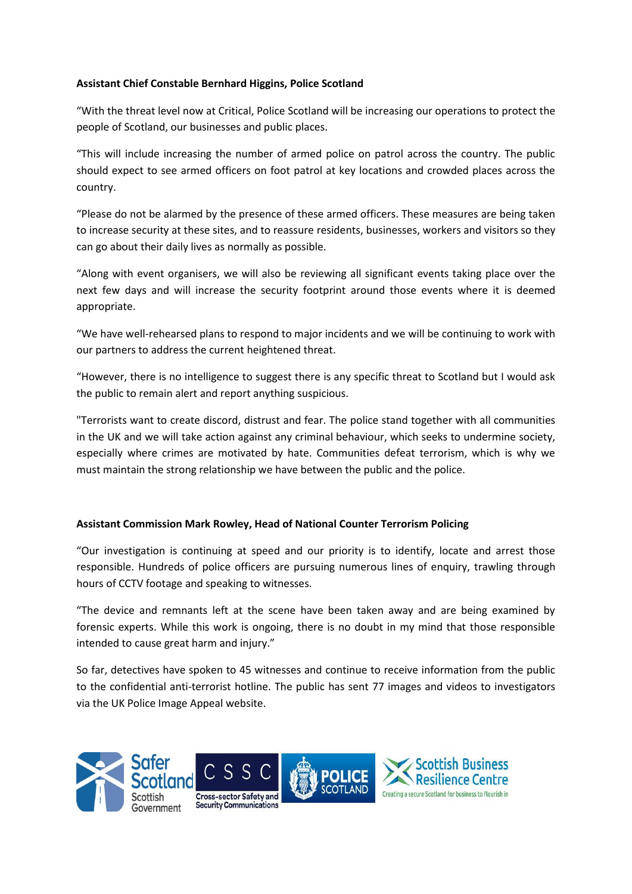**Assistant Chief Constable Bernhard Higgins, Police Scotland**

"With the threat level now at Critical, Police Scotland will be increasing our operations to protect the people of Scotland, our businesses and public places.

"This will include increasing the number of armed police on patrol across the country. The public should expect to see armed officers on foot patrol at key locations and crowded places across the country.

"Please do not be alarmed by the presence of these armed officers. These measures are being taken to increase security at these sites, and to reassure residents, businesses, workers and visitors so they can go about their daily lives as normally as possible.

"Along with event organisers, we will also be reviewing all significant events taking place over the next few days and will increase the security footprint around those events where it is deemed appropriate.

"We have well-rehearsed plans to respond to major incidents and we will be continuing to work with our partners to address the current heightened threat.

"However, there is no intelligence to suggest there is any specific threat to Scotland but I would ask the public to remain alert and report anything suspicious.

"Terrorists want to create discord, distrust and fear. The police stand together with all communities in the UK and we will take action against any criminal behaviour, which seeks to undermine society, especially where crimes are motivated by hate. Communities defeat terrorism, which is why we must maintain the strong relationship we have between the public and the police.

**Assistant Commission Mark Rowley, Head of National Counter Terrorism Policing**

"Our investigation is continuing at speed and our priority is to identify, locate and arrest those responsible. Hundreds of police officers are pursuing numerous lines of enquiry, trawling through hours of CCTV footage and speaking to witnesses.

"The device and remnants left at the scene have been taken away and are being examined by forensic experts. While this work is ongoing, there is no doubt in my mind that those responsible intended to cause great harm and injury."

So far, detectives have spoken to 45 witnesses and continue to receive information from the public to the confidential anti-terrorist hotline. The public has sent 77 images and videos to investigators via the UK Police Image Appeal website.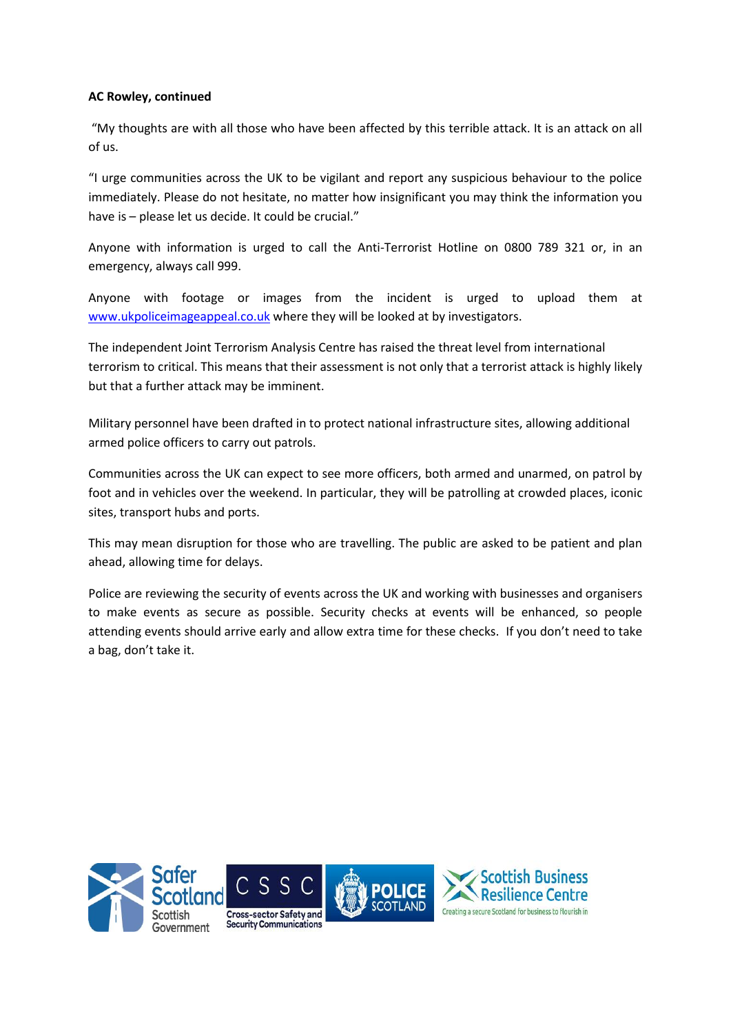**AC Rowley, continued**

"My thoughts are with all those who have been affected by this terrible attack. It is an attack on all of us.

"I urge communities across the UK to be vigilant and report any suspicious behaviour to the police immediately. Please do not hesitate, no matter how insignificant you may think the information you have is – please let us decide. It could be crucial."

Anyone with information is urged to call the Anti-Terrorist Hotline on 0800 789 321 or, in an emergency, always call 999.

Anyone with footage or images from the incident is urged to upload them at [www.ukpoliceimageappeal.co.uk](http://www.ukpoliceimageappeal.co.uk) where they will be looked at by investigators.

The independent Joint Terrorism Analysis Centre has raised the threat level from international terrorism to critical. This means that their assessment is not only that a terrorist attack is highly likely but that a further attack may be imminent.

Military personnel have been drafted in to protect national infrastructure sites, allowing additional armed police officers to carry out patrols.

Communities across the UK can expect to see more officers, both armed and unarmed, on patrol by foot and in vehicles over the weekend. In particular, they will be patrolling at crowded places, iconic sites, transport hubs and ports.

This may mean disruption for those who are travelling. The public are asked to be patient and plan ahead, allowing time for delays.

Police are reviewing the security of events across the UK and working with businesses and organisers to make events as secure as possible. Security checks at events will be enhanced, so people attending events should arrive early and allow extra time for these checks. If you don't need to take a bag, don't take it.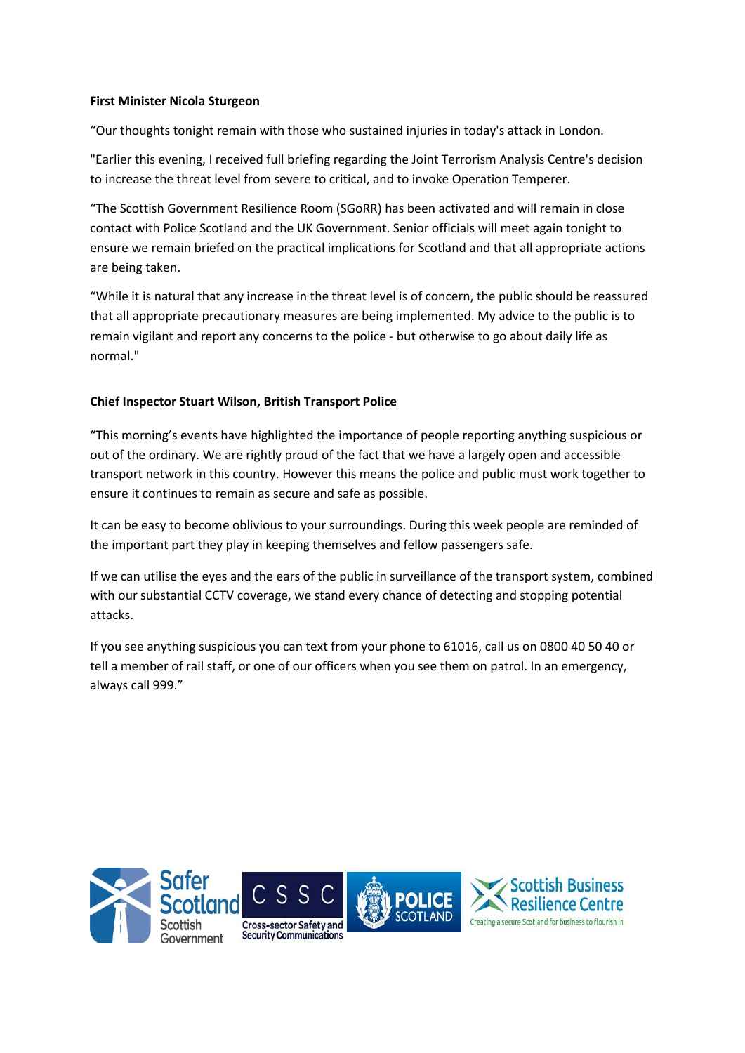**First Minister Nicola Sturgeon**

“Our thoughts tonight remain with those who sustained injuries in today's attack in London.

"Earlier this evening, I received full briefing regarding the Joint Terrorism Analysis Centre's decision to increase the threat level from severe to critical, and to invoke Operation Temperer.

“The Scottish Government Resilience Room (SGoRR) has been activated and will remain in close contact with Police Scotland and the UK Government. Senior officials will meet again tonight to ensure we remain briefed on the practical implications for Scotland and that all appropriate actions are being taken.

“While it is natural that any increase in the threat level is of concern, the public should be reassured that all appropriate precautionary measures are being implemented. My advice to the public is to remain vigilant and report any concerns to the police - but otherwise to go about daily life as normal."

**Chief Inspector Stuart Wilson, British Transport Police**

“This morning’s events have highlighted the importance of people reporting anything suspicious or out of the ordinary. We are rightly proud of the fact that we have a largely open and accessible transport network in this country. However this means the police and public must work together to ensure it continues to remain as secure and safe as possible.

It can be easy to become oblivious to your surroundings. During this week people are reminded of the important part they play in keeping themselves and fellow passengers safe.

If we can utilise the eyes and the ears of the public in surveillance of the transport system, combined with our substantial CCTV coverage, we stand every chance of detecting and stopping potential attacks.

If you see anything suspicious you can text from your phone to 61016, call us on 0800 40 50 40 or tell a member of rail staff, or one of our officers when you see them on patrol. In an emergency, always call 999.”

Safer Scotland Scottish Government | CSSC Cross-sector Safety and Security Communications | POLICE SCOTLAND | Scottish Business Resilience Centre — Creating a secure Scotland for business to flourish in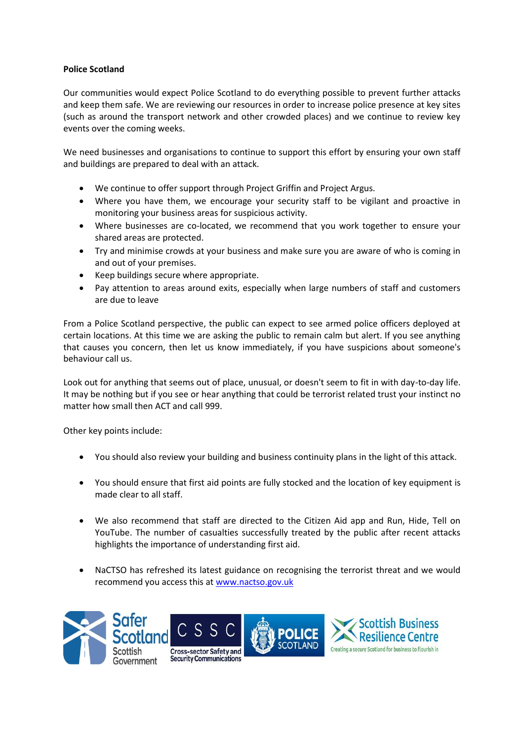**Police Scotland**

Our communities would expect Police Scotland to do everything possible to prevent further attacks and keep them safe. We are reviewing our resources in order to increase police presence at key sites (such as around the transport network and other crowded places) and we continue to review key events over the coming weeks.

We need businesses and organisations to continue to support this effort by ensuring your own staff and buildings are prepared to deal with an attack.

- We continue to offer support through Project Griffin and Project Argus.
- Where you have them, we encourage your security staff to be vigilant and proactive in monitoring your business areas for suspicious activity.
- Where businesses are co-located, we recommend that you work together to ensure your shared areas are protected.
- Try and minimise crowds at your business and make sure you are aware of who is coming in and out of your premises.
- Keep buildings secure where appropriate.
- Pay attention to areas around exits, especially when large numbers of staff and customers are due to leave

From a Police Scotland perspective, the public can expect to see armed police officers deployed at certain locations. At this time we are asking the public to remain calm but alert. If you see anything that causes you concern, then let us know immediately, if you have suspicions about someone's behaviour call us.

Look out for anything that seems out of place, unusual, or doesn't seem to fit in with day-to-day life. It may be nothing but if you see or hear anything that could be terrorist related trust your instinct no matter how small then ACT and call 999.

Other key points include:

- You should also review your building and business continuity plans in the light of this attack.

- You should ensure that first aid points are fully stocked and the location of key equipment is made clear to all staff.

- We also recommend that staff are directed to the Citizen Aid app and Run, Hide, Tell on YouTube. The number of casualties successfully treated by the public after recent attacks highlights the importance of understanding first aid.

- NaCTSO has refreshed its latest guidance on recognising the terrorist threat and we would recommend you access this at [www.nactso.gov.uk](http://www.nactso.gov.uk)

Safer Scotland Scottish Government | CSSC Cross-sector Safety and Security Communications | POLICE SCOTLAND | Scottish Business Resilience Centre – Creating a secure Scotland for business to flourish in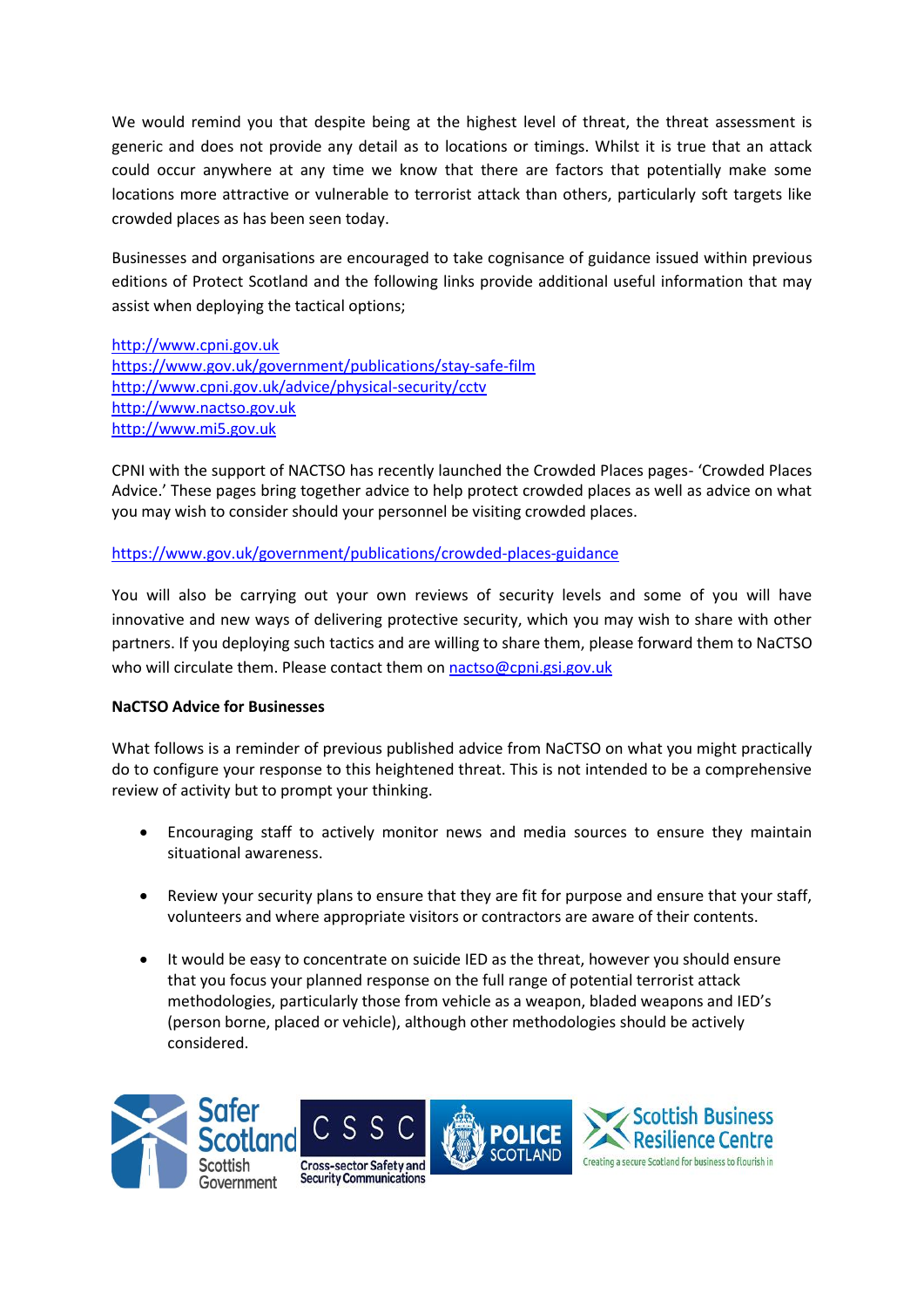We would remind you that despite being at the highest level of threat, the threat assessment is generic and does not provide any detail as to locations or timings. Whilst it is true that an attack could occur anywhere at any time we know that there are factors that potentially make some locations more attractive or vulnerable to terrorist attack than others, particularly soft targets like crowded places as has been seen today.

Businesses and organisations are encouraged to take cognisance of guidance issued within previous editions of Protect Scotland and the following links provide additional useful information that may assist when deploying the tactical options;

http://www.cpni.gov.uk
https://www.gov.uk/government/publications/stay-safe-film
http://www.cpni.gov.uk/advice/physical-security/cctv
http://www.nactso.gov.uk
http://www.mi5.gov.uk

CPNI with the support of NACTSO has recently launched the Crowded Places pages- 'Crowded Places Advice.' These pages bring together advice to help protect crowded places as well as advice on what you may wish to consider should your personnel be visiting crowded places.

https://www.gov.uk/government/publications/crowded-places-guidance

You will also be carrying out your own reviews of security levels and some of you will have innovative and new ways of delivering protective security, which you may wish to share with other partners. If you deploying such tactics and are willing to share them, please forward them to NaCTSO who will circulate them. Please contact them on nactso@cpni.gsi.gov.uk

**NaCTSO Advice for Businesses**

What follows is a reminder of previous published advice from NaCTSO on what you might practically do to configure your response to this heightened threat. This is not intended to be a comprehensive review of activity but to prompt your thinking.

- Encouraging staff to actively monitor news and media sources to ensure they maintain situational awareness.

- Review your security plans to ensure that they are fit for purpose and ensure that your staff, volunteers and where appropriate visitors or contractors are aware of their contents.

- It would be easy to concentrate on suicide IED as the threat, however you should ensure that you focus your planned response on the full range of potential terrorist attack methodologies, particularly those from vehicle as a weapon, bladed weapons and IED's (person borne, placed or vehicle), although other methodologies should be actively considered.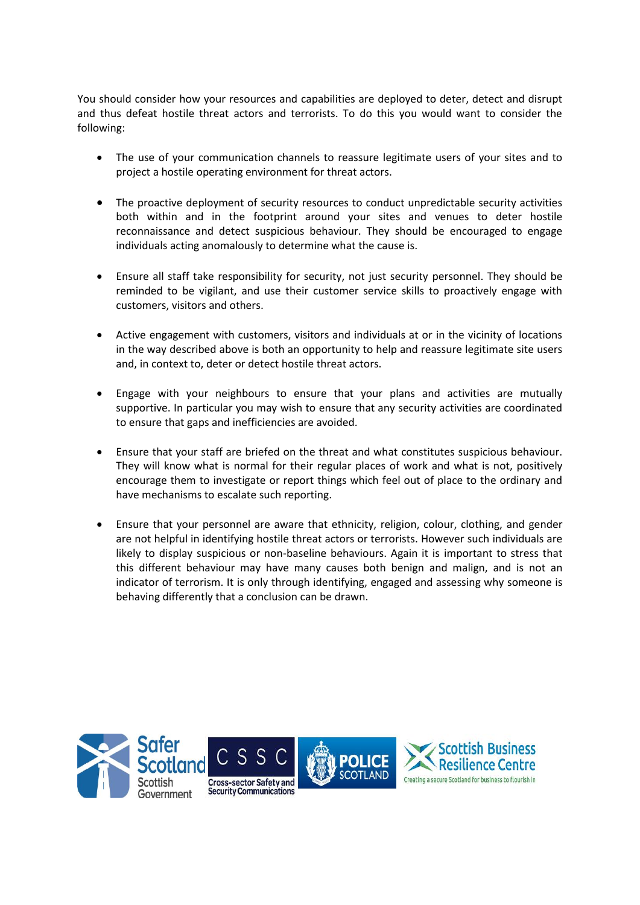You should consider how your resources and capabilities are deployed to deter, detect and disrupt and thus defeat hostile threat actors and terrorists. To do this you would want to consider the following:

- The use of your communication channels to reassure legitimate users of your sites and to project a hostile operating environment for threat actors.

- The proactive deployment of security resources to conduct unpredictable security activities both within and in the footprint around your sites and venues to deter hostile reconnaissance and detect suspicious behaviour. They should be encouraged to engage individuals acting anomalously to determine what the cause is.

- Ensure all staff take responsibility for security, not just security personnel. They should be reminded to be vigilant, and use their customer service skills to proactively engage with customers, visitors and others.

- Active engagement with customers, visitors and individuals at or in the vicinity of locations in the way described above is both an opportunity to help and reassure legitimate site users and, in context to, deter or detect hostile threat actors.

- Engage with your neighbours to ensure that your plans and activities are mutually supportive. In particular you may wish to ensure that any security activities are coordinated to ensure that gaps and inefficiencies are avoided.

- Ensure that your staff are briefed on the threat and what constitutes suspicious behaviour. They will know what is normal for their regular places of work and what is not, positively encourage them to investigate or report things which feel out of place to the ordinary and have mechanisms to escalate such reporting.

- Ensure that your personnel are aware that ethnicity, religion, colour, clothing, and gender are not helpful in identifying hostile threat actors or terrorists. However such individuals are likely to display suspicious or non-baseline behaviours. Again it is important to stress that this different behaviour may have many causes both benign and malign, and is not an indicator of terrorism. It is only through identifying, engaged and assessing why someone is behaving differently that a conclusion can be drawn.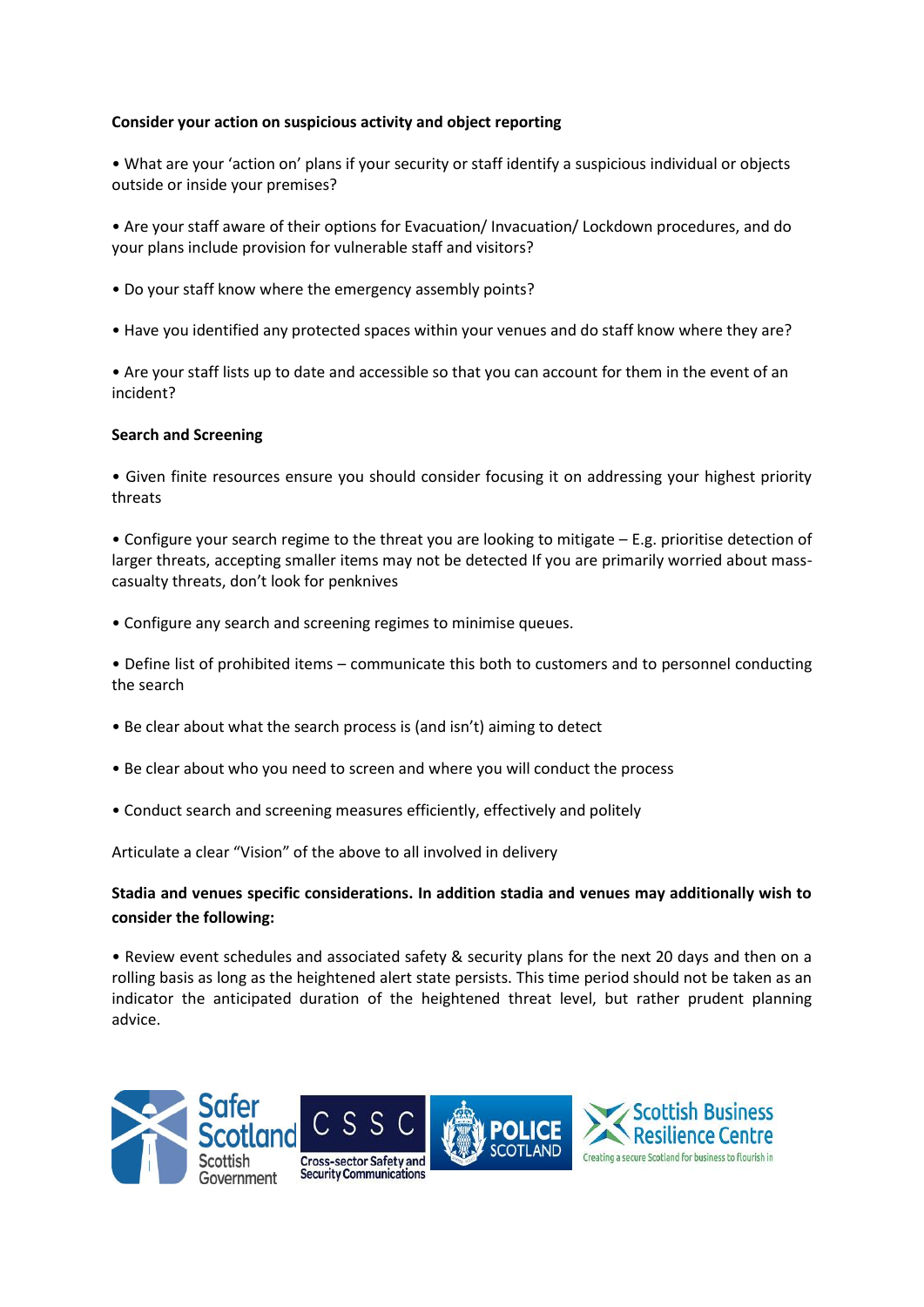**Consider your action on suspicious activity and object reporting**

- What are your 'action on' plans if your security or staff identify a suspicious individual or objects outside or inside your premises?

- Are your staff aware of their options for Evacuation/ Invacuation/ Lockdown procedures, and do your plans include provision for vulnerable staff and visitors?

- Do your staff know where the emergency assembly points?

- Have you identified any protected spaces within your venues and do staff know where they are?

- Are your staff lists up to date and accessible so that you can account for them in the event of an incident?

**Search and Screening**

- Given finite resources ensure you should consider focusing it on addressing your highest priority threats

- Configure your search regime to the threat you are looking to mitigate – E.g. prioritise detection of larger threats, accepting smaller items may not be detected If you are primarily worried about mass-casualty threats, don't look for penknives

- Configure any search and screening regimes to minimise queues.

- Define list of prohibited items – communicate this both to customers and to personnel conducting the search

- Be clear about what the search process is (and isn't) aiming to detect

- Be clear about who you need to screen and where you will conduct the process

- Conduct search and screening measures efficiently, effectively and politely

Articulate a clear "Vision" of the above to all involved in delivery

**Stadia and venues specific considerations. In addition stadia and venues may additionally wish to consider the following:**

- Review event schedules and associated safety & security plans for the next 20 days and then on a rolling basis as long as the heightened alert state persists. This time period should not be taken as an indicator the anticipated duration of the heightened threat level, but rather prudent planning advice.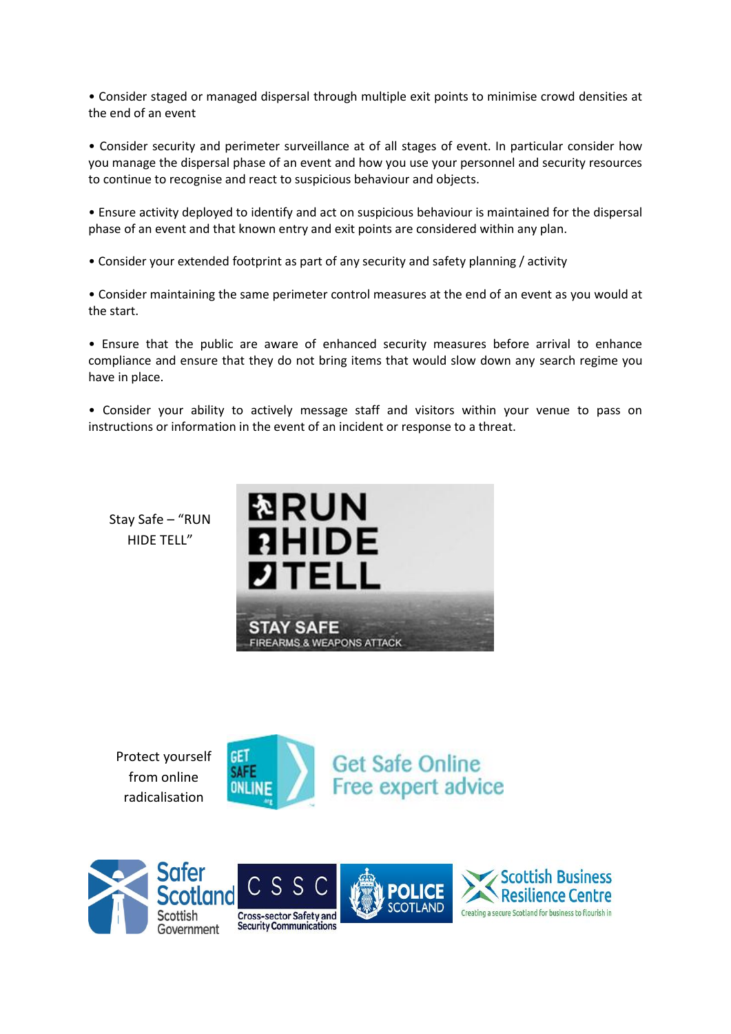- Consider staged or managed dispersal through multiple exit points to minimise crowd densities at the end of an event

- Consider security and perimeter surveillance at of all stages of event. In particular consider how you manage the dispersal phase of an event and how you use your personnel and security resources to continue to recognise and react to suspicious behaviour and objects.

- Ensure activity deployed to identify and act on suspicious behaviour is maintained for the dispersal phase of an event and that known entry and exit points are considered within any plan.

- Consider your extended footprint as part of any security and safety planning / activity

- Consider maintaining the same perimeter control measures at the end of an event as you would at the start.

- Ensure that the public are aware of enhanced security measures before arrival to enhance compliance and ensure that they do not bring items that would slow down any search regime you have in place.

- Consider your ability to actively message staff and visitors within your venue to pass on instructions or information in the event of an incident or response to a threat.

Stay Safe – "RUN HIDE TELL"

RUN
HIDE
TELL
STAY SAFE
FIREARMS & WEAPONS ATTACK

Protect yourself from online radicalisation

GET SAFE ONLINE
Get Safe Online
Free expert advice

Safer Scotland Scottish Government

CSSC Cross-sector Safety and Security Communications

POLICE SCOTLAND

Scottish Business Resilience Centre
Creating a secure Scotland for business to flourish in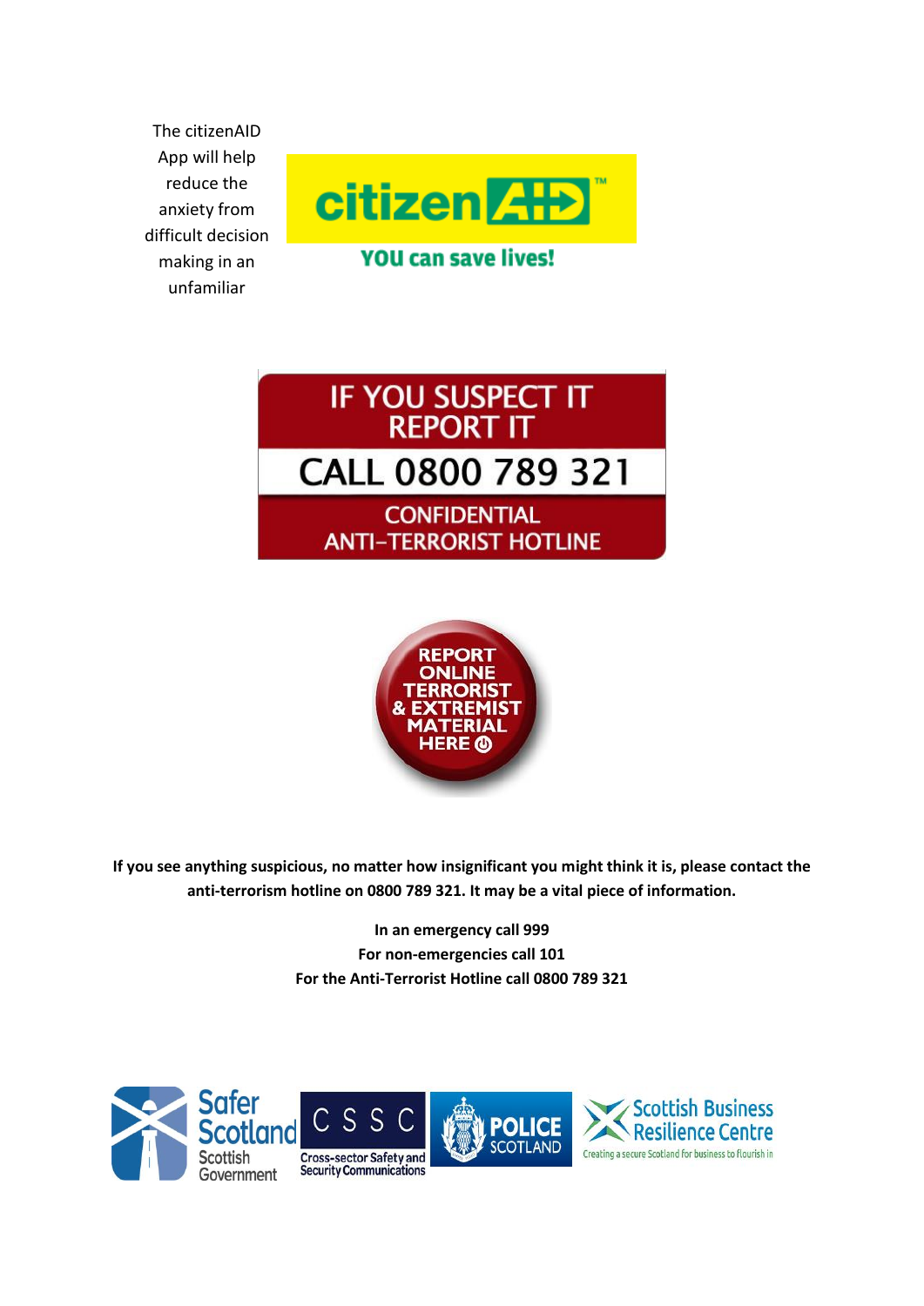The citizenAID App will help reduce the anxiety from difficult decision making in an unfamiliar

citizenAID™

YOU can save lives!

IF YOU SUSPECT IT REPORT IT

CALL 0800 789 321

CONFIDENTIAL ANTI-TERRORIST HOTLINE

REPORT ONLINE TERRORIST & EXTREMIST MATERIAL HERE

**If you see anything suspicious, no matter how insignificant you might think it is, please contact the anti-terrorism hotline on 0800 789 321. It may be a vital piece of information.**

**In an emergency call 999**
**For non-emergencies call 101**
**For the Anti-Terrorist Hotline call 0800 789 321**

Safer Scotland Scottish Government

CSSC Cross-sector Safety and Security Communications

POLICE SCOTLAND

Scottish Business Resilience Centre — Creating a secure Scotland for business to flourish in